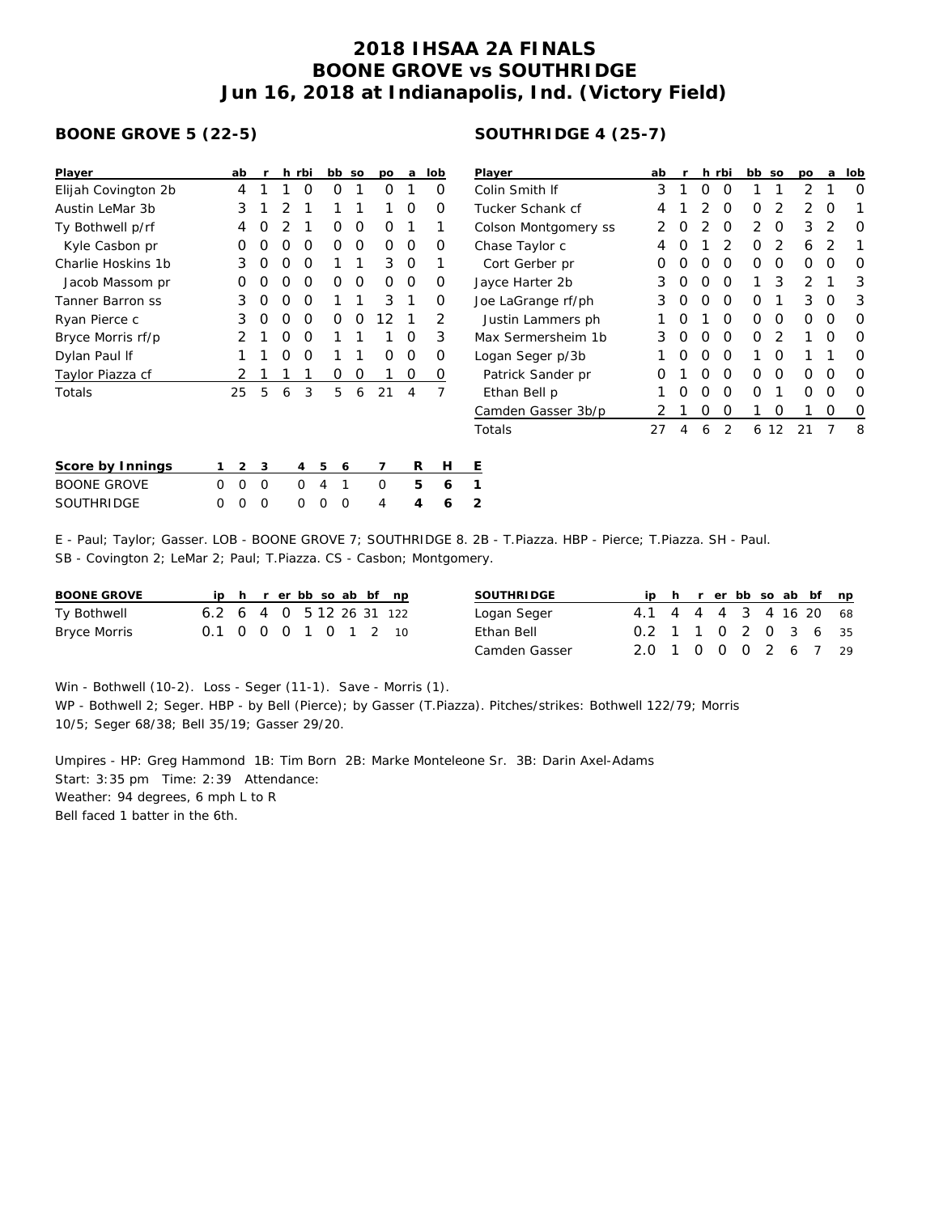# 2018 IHSAA 2A FINALS
# BOONE GROVE vs SOUTHRIDGE
# Jun 16, 2018 at Indianapolis, Ind. (Victory Field)

## BOONE GROVE 5 (22-5)

| Player | ab | r | h | rbi | bb | so | po | a | lob |
|---|---|---|---|---|---|---|---|---|---|
| Elijah Covington 2b | 4 | 1 | 1 | 0 | 0 | 1 | 0 | 1 | 0 |
| Austin LeMar 3b | 3 | 1 | 2 | 1 | 1 | 1 | 1 | 0 | 0 |
| Ty Bothwell p/rf | 4 | 0 | 2 | 1 | 0 | 0 | 0 | 1 | 1 |
| Kyle Casbon pr | 0 | 0 | 0 | 0 | 0 | 0 | 0 | 0 | 0 |
| Charlie Hoskins 1b | 3 | 0 | 0 | 0 | 1 | 1 | 3 | 0 | 1 |
| Jacob Massom pr | 0 | 0 | 0 | 0 | 0 | 0 | 0 | 0 | 0 |
| Tanner Barron ss | 3 | 0 | 0 | 0 | 1 | 1 | 3 | 1 | 0 |
| Ryan Pierce c | 3 | 0 | 0 | 0 | 0 | 0 | 12 | 1 | 2 |
| Bryce Morris rf/p | 2 | 1 | 0 | 0 | 1 | 1 | 1 | 0 | 3 |
| Dylan Paul lf | 1 | 1 | 0 | 0 | 1 | 1 | 0 | 0 | 0 |
| Taylor Piazza cf | 2 | 1 | 1 | 1 | 0 | 0 | 1 | 0 | 0 |
| Totals | 25 | 5 | 6 | 3 | 5 | 6 | 21 | 4 | 7 |

## SOUTHRIDGE 4 (25-7)

| Player | ab | r | h | rbi | bb | so | po | a | lob |
|---|---|---|---|---|---|---|---|---|---|
| Colin Smith lf | 3 | 1 | 0 | 0 | 1 | 1 | 2 | 1 | 0 |
| Tucker Schank cf | 4 | 1 | 2 | 0 | 0 | 2 | 2 | 0 | 1 |
| Colson Montgomery ss | 2 | 0 | 2 | 0 | 2 | 0 | 3 | 2 | 0 |
| Chase Taylor c | 4 | 0 | 1 | 2 | 0 | 2 | 6 | 2 | 1 |
| Cort Gerber pr | 0 | 0 | 0 | 0 | 0 | 0 | 0 | 0 | 0 |
| Jayce Harter 2b | 3 | 0 | 0 | 0 | 1 | 3 | 2 | 1 | 3 |
| Joe LaGrange rf/ph | 3 | 0 | 0 | 0 | 0 | 1 | 3 | 0 | 3 |
| Justin Lammers ph | 1 | 0 | 1 | 0 | 0 | 0 | 0 | 0 | 0 |
| Max Sermersheim 1b | 3 | 0 | 0 | 0 | 0 | 2 | 1 | 0 | 0 |
| Logan Seger p/3b | 1 | 0 | 0 | 0 | 1 | 0 | 1 | 1 | 0 |
| Patrick Sander pr | 0 | 1 | 0 | 0 | 0 | 0 | 0 | 0 | 0 |
| Ethan Bell p | 1 | 0 | 0 | 0 | 0 | 1 | 0 | 0 | 0 |
| Camden Gasser 3b/p | 2 | 1 | 0 | 0 | 1 | 0 | 1 | 0 | 0 |
| Totals | 27 | 4 | 6 | 2 | 6 | 12 | 21 | 7 | 8 |

| Score by Innings | 1 | 2 | 3 | 4 | 5 | 6 | 7 | R | H | E |
|---|---|---|---|---|---|---|---|---|---|---|
| BOONE GROVE | 0 | 0 | 0 | 0 | 4 | 1 | 0 | **5** | **6** | **1** |
| SOUTHRIDGE | 0 | 0 | 0 | 0 | 0 | 0 | 4 | **4** | **6** | **2** |

E - Paul; Taylor; Gasser. LOB - BOONE GROVE 7; SOUTHRIDGE 8. 2B - T.Piazza. HBP - Pierce; T.Piazza. SH - Paul.
SB - Covington 2; LeMar 2; Paul; T.Piazza. CS - Casbon; Montgomery.

| BOONE GROVE | ip | h | r | er | bb | so | ab | bf | np |
|---|---|---|---|---|---|---|---|---|---|
| Ty Bothwell | 6.2 | 6 | 4 | 0 | 5 | 12 | 26 | 31 | 122 |
| Bryce Morris | 0.1 | 0 | 0 | 0 | 1 | 0 | 1 | 2 | 10 |

| SOUTHRIDGE | ip | h | r | er | bb | so | ab | bf | np |
|---|---|---|---|---|---|---|---|---|---|
| Logan Seger | 4.1 | 4 | 4 | 4 | 3 | 4 | 16 | 20 | 68 |
| Ethan Bell | 0.2 | 1 | 1 | 0 | 2 | 0 | 3 | 6 | 35 |
| Camden Gasser | 2.0 | 1 | 0 | 0 | 0 | 2 | 6 | 7 | 29 |

Win - Bothwell (10-2). Loss - Seger (11-1). Save - Morris (1).
WP - Bothwell 2; Seger. HBP - by Bell (Pierce); by Gasser (T.Piazza). Pitches/strikes: Bothwell 122/79; Morris 10/5; Seger 68/38; Bell 35/19; Gasser 29/20.

Umpires - HP: Greg Hammond 1B: Tim Born 2B: Marke Monteleone Sr. 3B: Darin Axel-Adams
Start: 3:35 pm Time: 2:39 Attendance:
Weather: 94 degrees, 6 mph L to R
Bell faced 1 batter in the 6th.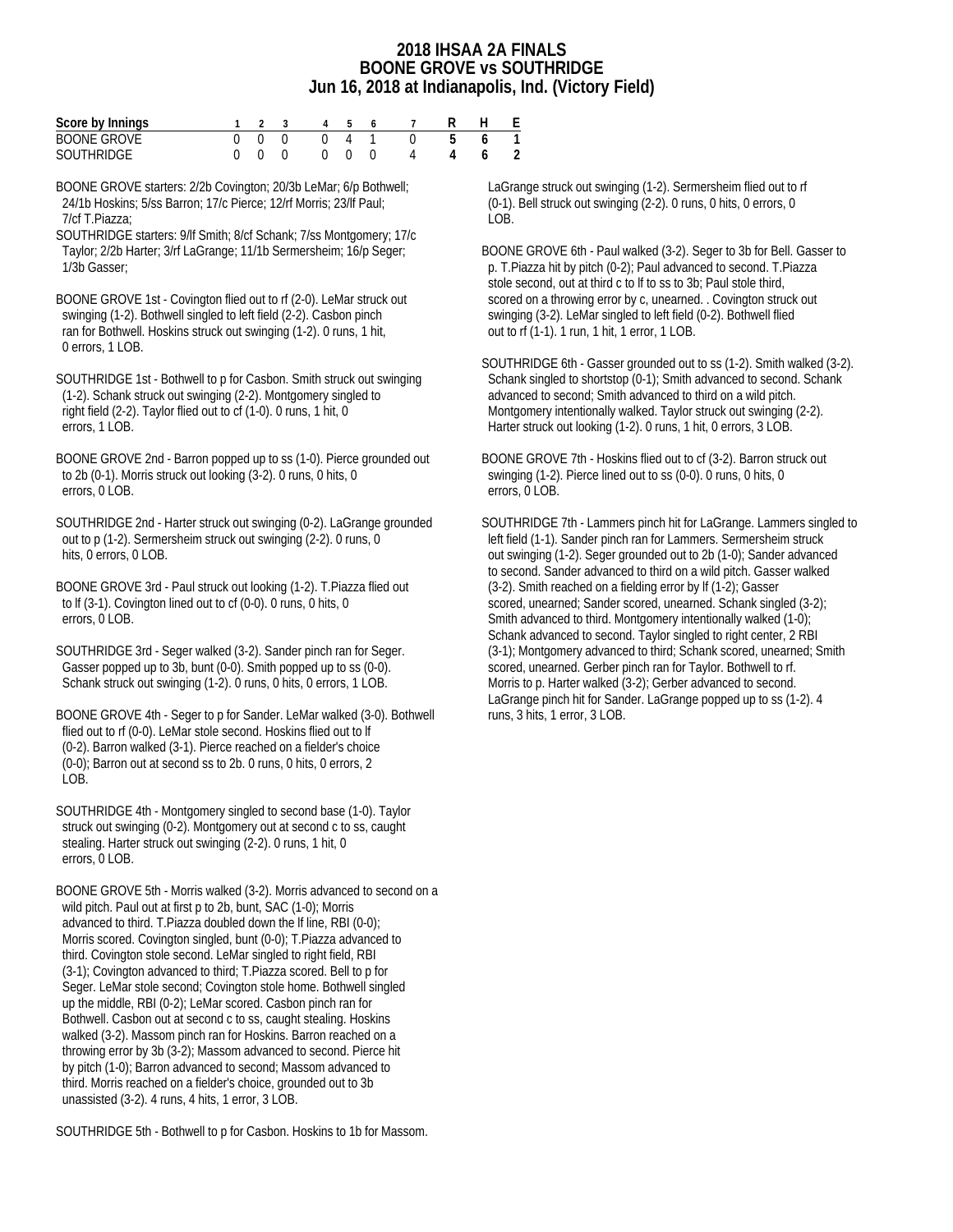# 2018 IHSAA 2A FINALS
# BOONE GROVE vs SOUTHRIDGE
# Jun 16, 2018 at Indianapolis, Ind. (Victory Field)

| Score by Innings | 1 | 2 | 3 | 4 | 5 | 6 | 7 | R | H | E |
|---|---|---|---|---|---|---|---|---|---|---|
| BOONE GROVE | 0 | 0 | 0 | 0 | 4 | 1 | 0 | 5 | 6 | 1 |
| SOUTHRIDGE | 0 | 0 | 0 | 0 | 0 | 0 | 4 | 4 | 6 | 2 |

BOONE GROVE starters: 2/2b Covington; 20/3b LeMar; 6/p Bothwell; 24/1b Hoskins; 5/ss Barron; 17/c Pierce; 12/rf Morris; 23/lf Paul; 7/cf T.Piazza;

SOUTHRIDGE starters: 9/lf Smith; 8/cf Schank; 7/ss Montgomery; 17/c Taylor; 2/2b Harter; 3/rf LaGrange; 11/1b Sermersheim; 16/p Seger; 1/3b Gasser;

BOONE GROVE 1st - Covington flied out to rf (2-0). LeMar struck out swinging (1-2). Bothwell singled to left field (2-2). Casbon pinch ran for Bothwell. Hoskins struck out swinging (1-2). 0 runs, 1 hit, 0 errors, 1 LOB.

SOUTHRIDGE 1st - Bothwell to p for Casbon. Smith struck out swinging (1-2). Schank struck out swinging (2-2). Montgomery singled to right field (2-2). Taylor flied out to cf (1-0). 0 runs, 1 hit, 0 errors, 1 LOB.

BOONE GROVE 2nd - Barron popped up to ss (1-0). Pierce grounded out to 2b (0-1). Morris struck out looking (3-2). 0 runs, 0 hits, 0 errors, 0 LOB.

SOUTHRIDGE 2nd - Harter struck out swinging (0-2). LaGrange grounded out to p (1-2). Sermersheim struck out swinging (2-2). 0 runs, 0 hits, 0 errors, 0 LOB.

BOONE GROVE 3rd - Paul struck out looking (1-2). T.Piazza flied out to lf (3-1). Covington lined out to cf (0-0). 0 runs, 0 hits, 0 errors, 0 LOB.

SOUTHRIDGE 3rd - Seger walked (3-2). Sander pinch ran for Seger. Gasser popped up to 3b, bunt (0-0). Smith popped up to ss (0-0). Schank struck out swinging (1-2). 0 runs, 0 hits, 0 errors, 1 LOB.

BOONE GROVE 4th - Seger to p for Sander. LeMar walked (3-0). Bothwell flied out to rf (0-0). LeMar stole second. Hoskins flied out to lf (0-2). Barron walked (3-1). Pierce reached on a fielder's choice (0-0); Barron out at second ss to 2b. 0 runs, 0 hits, 0 errors, 2 LOB.

SOUTHRIDGE 4th - Montgomery singled to second base (1-0). Taylor struck out swinging (0-2). Montgomery out at second c to ss, caught stealing. Harter struck out swinging (2-2). 0 runs, 1 hit, 0 errors, 0 LOB.

BOONE GROVE 5th - Morris walked (3-2). Morris advanced to second on a wild pitch. Paul out at first p to 2b, bunt, SAC (1-0); Morris advanced to third. T.Piazza doubled down the lf line, RBI (0-0); Morris scored. Covington singled, bunt (0-0); T.Piazza advanced to third. Covington stole second. LeMar singled to right field, RBI (3-1); Covington advanced to third; T.Piazza scored. Bell to p for Seger. LeMar stole second; Covington stole home. Bothwell singled up the middle, RBI (0-2); LeMar scored. Casbon pinch ran for Bothwell. Casbon out at second c to ss, caught stealing. Hoskins walked (3-2). Massom pinch ran for Hoskins. Barron reached on a throwing error by 3b (3-2); Massom advanced to second. Pierce hit by pitch (1-0); Barron advanced to second; Massom advanced to third. Morris reached on a fielder's choice, grounded out to 3b unassisted (3-2). 4 runs, 4 hits, 1 error, 3 LOB.

SOUTHRIDGE 5th - Bothwell to p for Casbon. Hoskins to 1b for Massom. LaGrange struck out swinging (1-2). Sermersheim flied out to rf (0-1). Bell struck out swinging (2-2). 0 runs, 0 hits, 0 errors, 0 LOB.

BOONE GROVE 6th - Paul walked (3-2). Seger to 3b for Bell. Gasser to p. T.Piazza hit by pitch (0-2); Paul advanced to second. T.Piazza stole second, out at third c to lf to ss to 3b; Paul stole third, scored on a throwing error by c, unearned. . Covington struck out swinging (3-2). LeMar singled to left field (0-2). Bothwell flied out to rf (1-1). 1 run, 1 hit, 1 error, 1 LOB.

SOUTHRIDGE 6th - Gasser grounded out to ss (1-2). Smith walked (3-2). Schank singled to shortstop (0-1); Smith advanced to second. Schank advanced to second; Smith advanced to third on a wild pitch. Montgomery intentionally walked. Taylor struck out swinging (2-2). Harter struck out looking (1-2). 0 runs, 1 hit, 0 errors, 3 LOB.

BOONE GROVE 7th - Hoskins flied out to cf (3-2). Barron struck out swinging (1-2). Pierce lined out to ss (0-0). 0 runs, 0 hits, 0 errors, 0 LOB.

SOUTHRIDGE 7th - Lammers pinch hit for LaGrange. Lammers singled to left field (1-1). Sander pinch ran for Lammers. Sermersheim struck out swinging (1-2). Seger grounded out to 2b (1-0); Sander advanced to second. Sander advanced to third on a wild pitch. Gasser walked (3-2). Smith reached on a fielding error by lf (1-2); Gasser scored, unearned; Sander scored, unearned. Schank singled (3-2); Smith advanced to third. Montgomery intentionally walked (1-0); Schank advanced to second. Taylor singled to right center, 2 RBI (3-1); Montgomery advanced to third; Schank scored, unearned; Smith scored, unearned. Gerber pinch ran for Taylor. Bothwell to rf. Morris to p. Harter walked (3-2); Gerber advanced to second. LaGrange pinch hit for Sander. LaGrange popped up to ss (1-2). 4 runs, 3 hits, 1 error, 3 LOB.